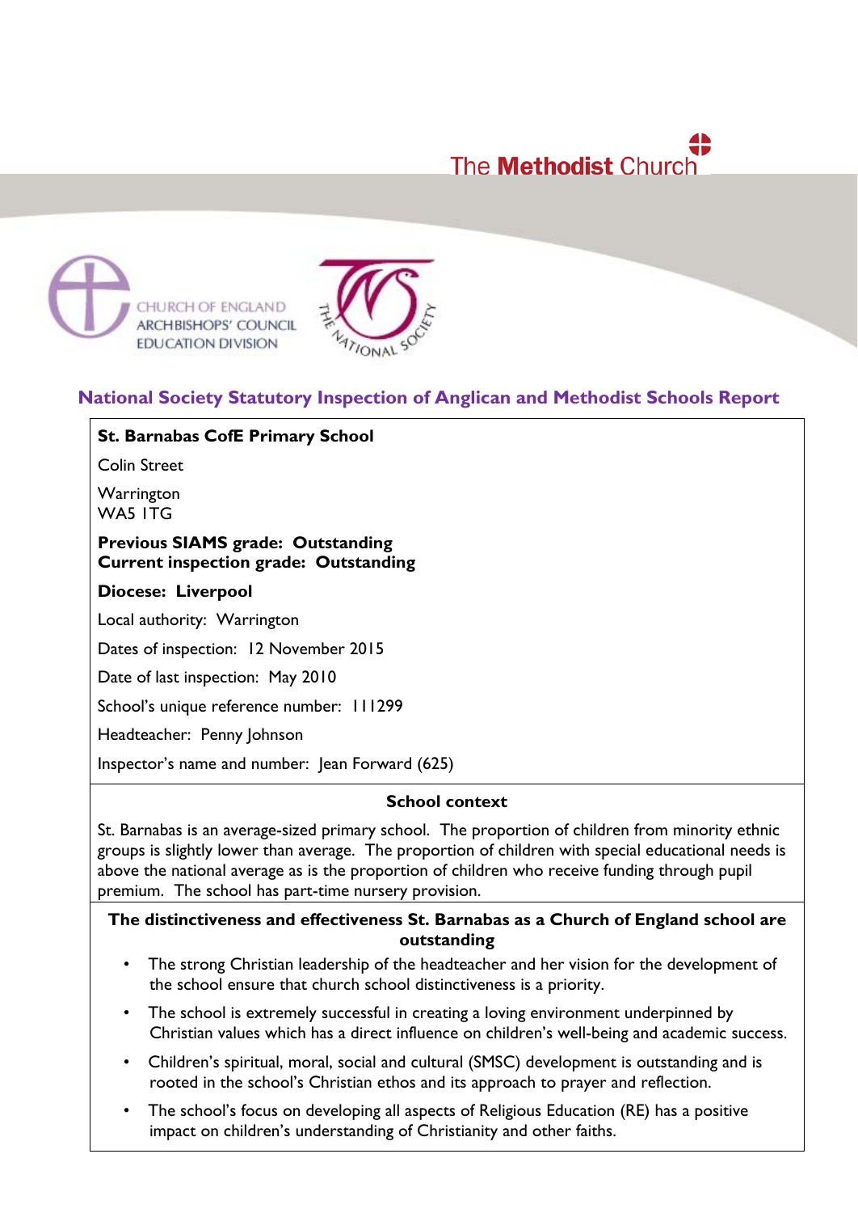# National Society Statutory Inspection of Anglican and Methodist Schools Report

**St. Barnabas CofE Primary School**

Colin Street

Warrington
WA5 1TG

**Previous SIAMS grade: Outstanding**
**Current inspection grade: Outstanding**

**Diocese: Liverpool**

Local authority: Warrington

Dates of inspection: 12 November 2015

Date of last inspection: May 2010

School's unique reference number: 111299

Headteacher: Penny Johnson

Inspector's name and number: Jean Forward (625)

## School context

St. Barnabas is an average-sized primary school. The proportion of children from minority ethnic groups is slightly lower than average. The proportion of children with special educational needs is above the national average as is the proportion of children who receive funding through pupil premium. The school has part-time nursery provision.

## The distinctiveness and effectiveness St. Barnabas as a Church of England school are outstanding

- The strong Christian leadership of the headteacher and her vision for the development of the school ensure that church school distinctiveness is a priority.
- The school is extremely successful in creating a loving environment underpinned by Christian values which has a direct influence on children's well-being and academic success.
- Children's spiritual, moral, social and cultural (SMSC) development is outstanding and is rooted in the school's Christian ethos and its approach to prayer and reflection.
- The school's focus on developing all aspects of Religious Education (RE) has a positive impact on children's understanding of Christianity and other faiths.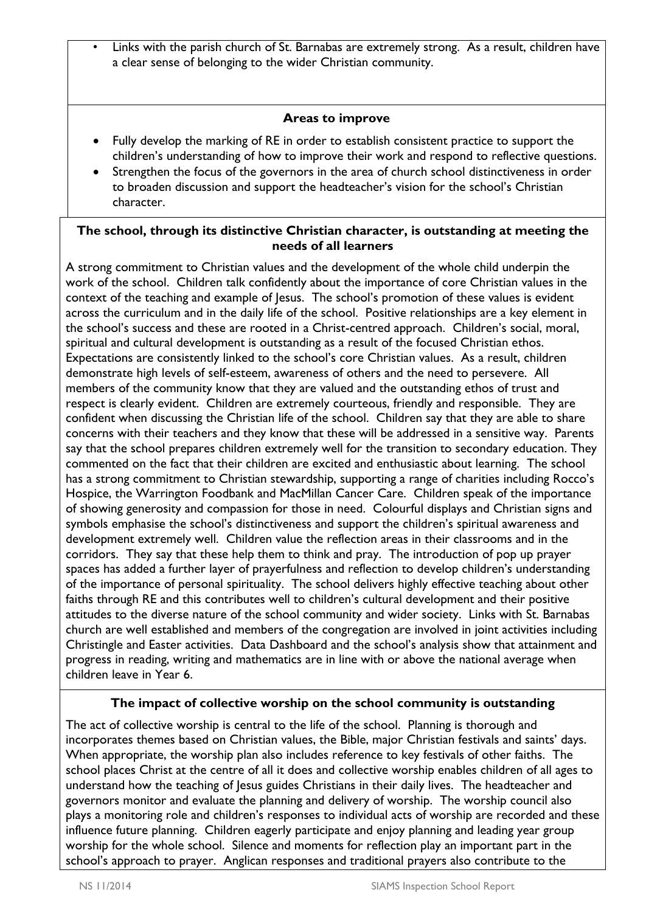- Links with the parish church of St. Barnabas are extremely strong. As a result, children have a clear sense of belonging to the wider Christian community.

**Areas to improve**

- Fully develop the marking of RE in order to establish consistent practice to support the children's understanding of how to improve their work and respond to reflective questions.
- Strengthen the focus of the governors in the area of church school distinctiveness in order to broaden discussion and support the headteacher's vision for the school's Christian character.

**The school, through its distinctive Christian character, is outstanding at meeting the needs of all learners**

A strong commitment to Christian values and the development of the whole child underpin the work of the school. Children talk confidently about the importance of core Christian values in the context of the teaching and example of Jesus. The school's promotion of these values is evident across the curriculum and in the daily life of the school. Positive relationships are a key element in the school's success and these are rooted in a Christ-centred approach. Children's social, moral, spiritual and cultural development is outstanding as a result of the focused Christian ethos. Expectations are consistently linked to the school's core Christian values. As a result, children demonstrate high levels of self-esteem, awareness of others and the need to persevere. All members of the community know that they are valued and the outstanding ethos of trust and respect is clearly evident. Children are extremely courteous, friendly and responsible. They are confident when discussing the Christian life of the school. Children say that they are able to share concerns with their teachers and they know that these will be addressed in a sensitive way. Parents say that the school prepares children extremely well for the transition to secondary education. They commented on the fact that their children are excited and enthusiastic about learning. The school has a strong commitment to Christian stewardship, supporting a range of charities including Rocco's Hospice, the Warrington Foodbank and MacMillan Cancer Care. Children speak of the importance of showing generosity and compassion for those in need. Colourful displays and Christian signs and symbols emphasise the school's distinctiveness and support the children's spiritual awareness and development extremely well. Children value the reflection areas in their classrooms and in the corridors. They say that these help them to think and pray. The introduction of pop up prayer spaces has added a further layer of prayerfulness and reflection to develop children's understanding of the importance of personal spirituality. The school delivers highly effective teaching about other faiths through RE and this contributes well to children's cultural development and their positive attitudes to the diverse nature of the school community and wider society. Links with St. Barnabas church are well established and members of the congregation are involved in joint activities including Christingle and Easter activities. Data Dashboard and the school's analysis show that attainment and progress in reading, writing and mathematics are in line with or above the national average when children leave in Year 6.

**The impact of collective worship on the school community is outstanding**

The act of collective worship is central to the life of the school. Planning is thorough and incorporates themes based on Christian values, the Bible, major Christian festivals and saints' days. When appropriate, the worship plan also includes reference to key festivals of other faiths. The school places Christ at the centre of all it does and collective worship enables children of all ages to understand how the teaching of Jesus guides Christians in their daily lives. The headteacher and governors monitor and evaluate the planning and delivery of worship. The worship council also plays a monitoring role and children's responses to individual acts of worship are recorded and these influence future planning. Children eagerly participate and enjoy planning and leading year group worship for the whole school. Silence and moments for reflection play an important part in the school's approach to prayer. Anglican responses and traditional prayers also contribute to the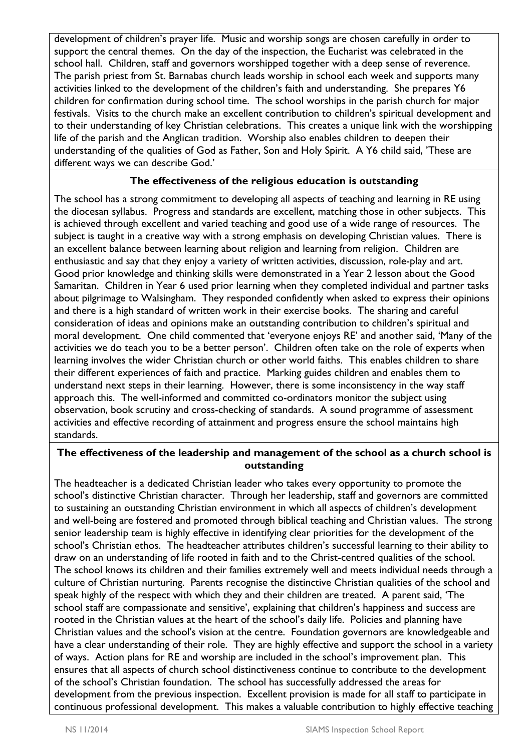development of children's prayer life. Music and worship songs are chosen carefully in order to support the central themes. On the day of the inspection, the Eucharist was celebrated in the school hall. Children, staff and governors worshipped together with a deep sense of reverence. The parish priest from St. Barnabas church leads worship in school each week and supports many activities linked to the development of the children's faith and understanding. She prepares Y6 children for confirmation during school time. The school worships in the parish church for major festivals. Visits to the church make an excellent contribution to children's spiritual development and to their understanding of key Christian celebrations. This creates a unique link with the worshipping life of the parish and the Anglican tradition. Worship also enables children to deepen their understanding of the qualities of God as Father, Son and Holy Spirit. A Y6 child said, 'These are different ways we can describe God.'

**The effectiveness of the religious education is outstanding**

The school has a strong commitment to developing all aspects of teaching and learning in RE using the diocesan syllabus. Progress and standards are excellent, matching those in other subjects. This is achieved through excellent and varied teaching and good use of a wide range of resources. The subject is taught in a creative way with a strong emphasis on developing Christian values. There is an excellent balance between learning about religion and learning from religion. Children are enthusiastic and say that they enjoy a variety of written activities, discussion, role-play and art. Good prior knowledge and thinking skills were demonstrated in a Year 2 lesson about the Good Samaritan. Children in Year 6 used prior learning when they completed individual and partner tasks about pilgrimage to Walsingham. They responded confidently when asked to express their opinions and there is a high standard of written work in their exercise books. The sharing and careful consideration of ideas and opinions make an outstanding contribution to children's spiritual and moral development. One child commented that 'everyone enjoys RE' and another said, 'Many of the activities we do teach you to be a better person'. Children often take on the role of experts when learning involves the wider Christian church or other world faiths. This enables children to share their different experiences of faith and practice. Marking guides children and enables them to understand next steps in their learning. However, there is some inconsistency in the way staff approach this. The well-informed and committed co-ordinators monitor the subject using observation, book scrutiny and cross-checking of standards. A sound programme of assessment activities and effective recording of attainment and progress ensure the school maintains high standards.

**The effectiveness of the leadership and management of the school as a church school is outstanding**

The headteacher is a dedicated Christian leader who takes every opportunity to promote the school's distinctive Christian character. Through her leadership, staff and governors are committed to sustaining an outstanding Christian environment in which all aspects of children's development and well-being are fostered and promoted through biblical teaching and Christian values. The strong senior leadership team is highly effective in identifying clear priorities for the development of the school's Christian ethos. The headteacher attributes children's successful learning to their ability to draw on an understanding of life rooted in faith and to the Christ-centred qualities of the school. The school knows its children and their families extremely well and meets individual needs through a culture of Christian nurturing. Parents recognise the distinctive Christian qualities of the school and speak highly of the respect with which they and their children are treated. A parent said, 'The school staff are compassionate and sensitive', explaining that children's happiness and success are rooted in the Christian values at the heart of the school's daily life. Policies and planning have Christian values and the school's vision at the centre. Foundation governors are knowledgeable and have a clear understanding of their role. They are highly effective and support the school in a variety of ways. Action plans for RE and worship are included in the school's improvement plan. This ensures that all aspects of church school distinctiveness continue to contribute to the development of the school's Christian foundation. The school has successfully addressed the areas for development from the previous inspection. Excellent provision is made for all staff to participate in continuous professional development. This makes a valuable contribution to highly effective teaching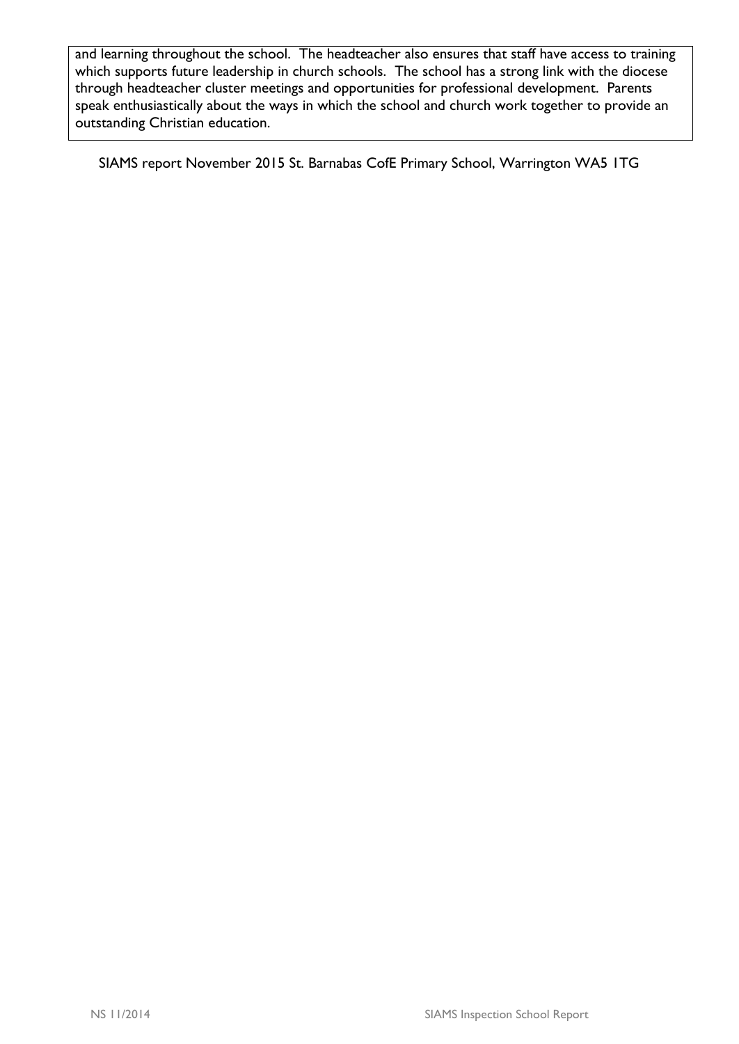and learning throughout the school. The headteacher also ensures that staff have access to training which supports future leadership in church schools. The school has a strong link with the diocese through headteacher cluster meetings and opportunities for professional development. Parents speak enthusiastically about the ways in which the school and church work together to provide an outstanding Christian education.

SIAMS report November 2015 St. Barnabas CofE Primary School, Warrington WA5 1TG